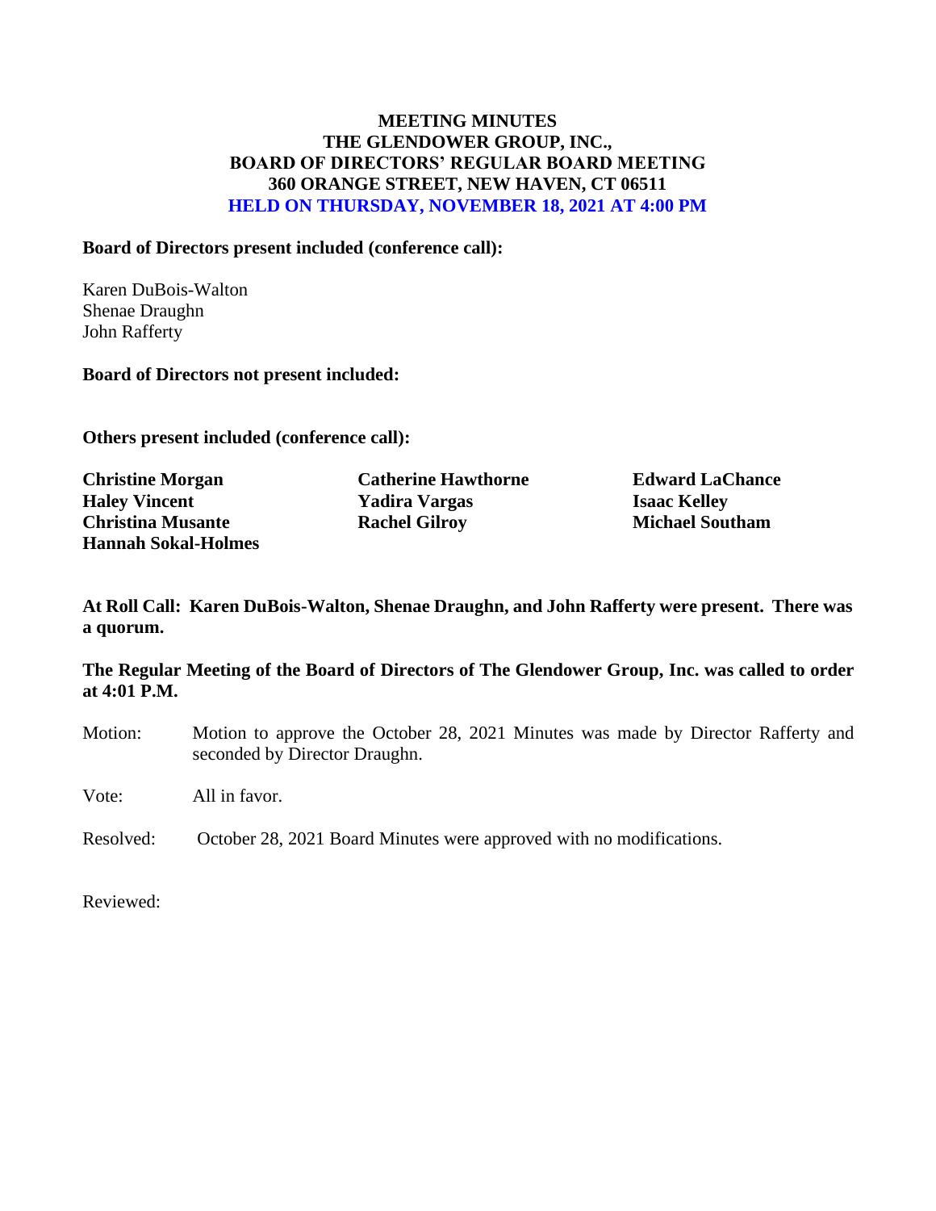# MEETING MINUTES
# THE GLENDOWER GROUP, INC.,
# BOARD OF DIRECTORS' REGULAR BOARD MEETING
# 360 ORANGE STREET, NEW HAVEN, CT 06511
# HELD ON THURSDAY, NOVEMBER 18, 2021 AT 4:00 PM

**Board of Directors present included (conference call):**

Karen DuBois-Walton
Shenae Draughn
John Rafferty

**Board of Directors not present included:**

**Others present included (conference call):**

| | | |
|---|---|---|
| **Christine Morgan** | **Catherine Hawthorne** | **Edward LaChance** |
| **Haley Vincent** | **Yadira Vargas** | **Isaac Kelley** |
| **Christina Musante** | **Rachel Gilroy** | **Michael Southam** |
| **Hannah Sokal-Holmes** | | |

**At Roll Call: Karen DuBois-Walton, Shenae Draughn, and John Rafferty were present. There was a quorum.**

**The Regular Meeting of the Board of Directors of The Glendower Group, Inc. was called to order at 4:01 P.M.**

Motion: Motion to approve the October 28, 2021 Minutes was made by Director Rafferty and seconded by Director Draughn.

Vote: All in favor.

Resolved: October 28, 2021 Board Minutes were approved with no modifications.

Reviewed: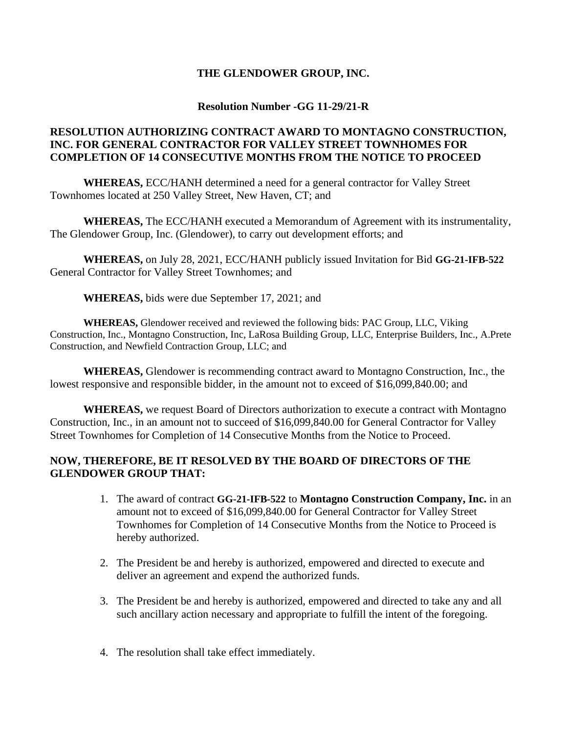# THE GLENDOWER GROUP, INC.

## Resolution Number -GG 11-29/21-R

### RESOLUTION AUTHORIZING CONTRACT AWARD TO MONTAGNO CONSTRUCTION, INC. FOR GENERAL CONTRACTOR FOR VALLEY STREET TOWNHOMES FOR COMPLETION OF 14 CONSECUTIVE MONTHS FROM THE NOTICE TO PROCEED

**WHEREAS,** ECC/HANH determined a need for a general contractor for Valley Street Townhomes located at 250 Valley Street, New Haven, CT; and

**WHEREAS,** The ECC/HANH executed a Memorandum of Agreement with its instrumentality, The Glendower Group, Inc. (Glendower), to carry out development efforts; and

**WHEREAS,** on July 28, 2021, ECC/HANH publicly issued Invitation for Bid **GG-21-IFB-522** General Contractor for Valley Street Townhomes; and

**WHEREAS,** bids were due September 17, 2021; and

**WHEREAS,** Glendower received and reviewed the following bids: PAC Group, LLC, Viking Construction, Inc., Montagno Construction, Inc, LaRosa Building Group, LLC, Enterprise Builders, Inc., A.Prete Construction, and Newfield Contraction Group, LLC; and

**WHEREAS,** Glendower is recommending contract award to Montagno Construction, Inc., the lowest responsive and responsible bidder, in the amount not to exceed of $16,099,840.00; and

**WHEREAS,** we request Board of Directors authorization to execute a contract with Montagno Construction, Inc., in an amount not to succeed of $16,099,840.00 for General Contractor for Valley Street Townhomes for Completion of 14 Consecutive Months from the Notice to Proceed.

**NOW, THEREFORE, BE IT RESOLVED BY THE BOARD OF DIRECTORS OF THE GLENDOWER GROUP THAT:**

1. The award of contract **GG-21-IFB-522** to **Montagno Construction Company, Inc.** in an amount not to exceed of $16,099,840.00 for General Contractor for Valley Street Townhomes for Completion of 14 Consecutive Months from the Notice to Proceed is hereby authorized.

2. The President be and hereby is authorized, empowered and directed to execute and deliver an agreement and expend the authorized funds.

3. The President be and hereby is authorized, empowered and directed to take any and all such ancillary action necessary and appropriate to fulfill the intent of the foregoing.

4. The resolution shall take effect immediately.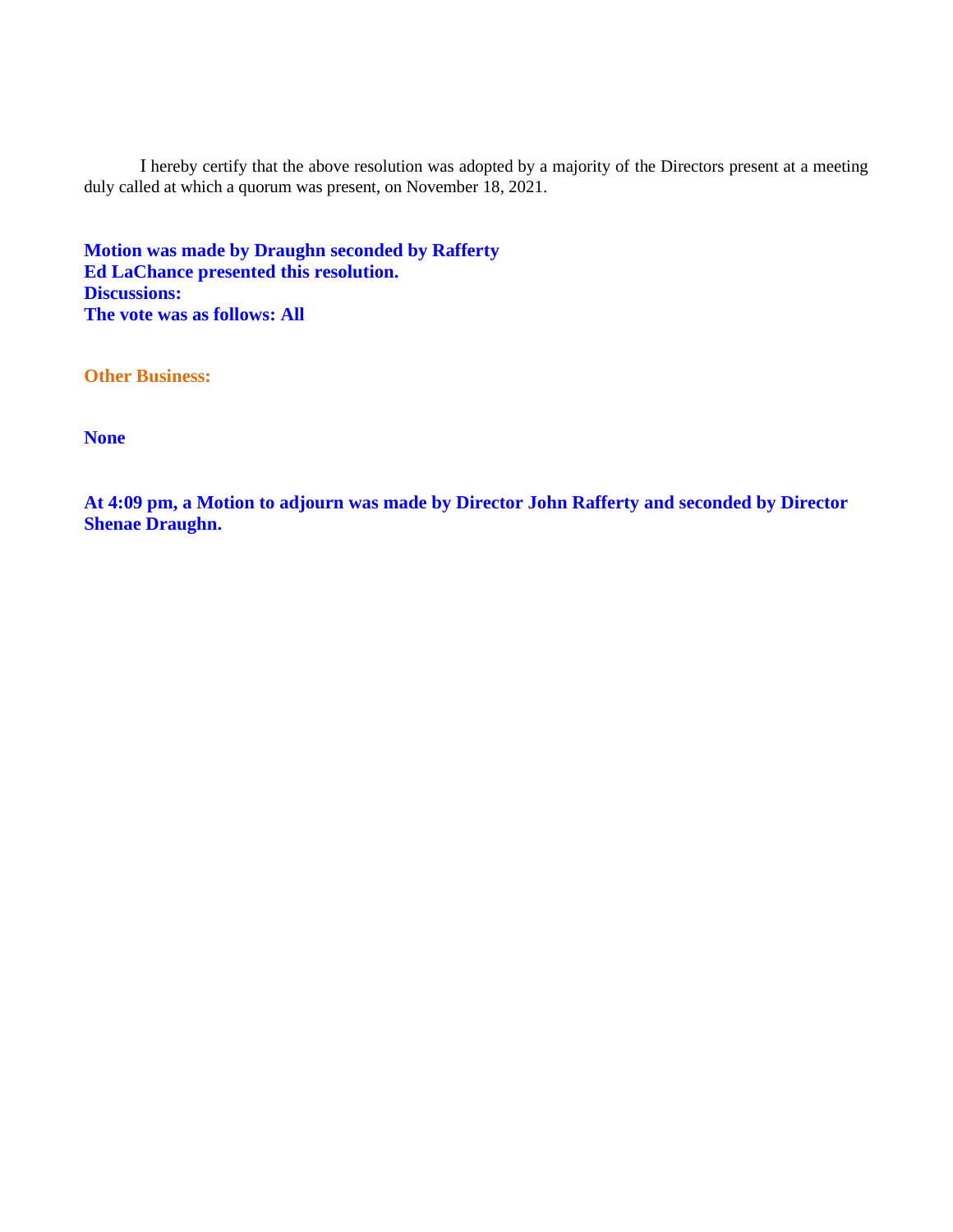I hereby certify that the above resolution was adopted by a majority of the Directors present at a meeting duly called at which a quorum was present, on November 18, 2021.

**Motion was made by Draughn seconded by Rafferty**
**Ed LaChance presented this resolution.**
**Discussions:**
**The vote was as follows: All**

**Other Business:**

**None**

**At 4:09 pm, a Motion to adjourn was made by Director John Rafferty and seconded by Director Shenae Draughn.**